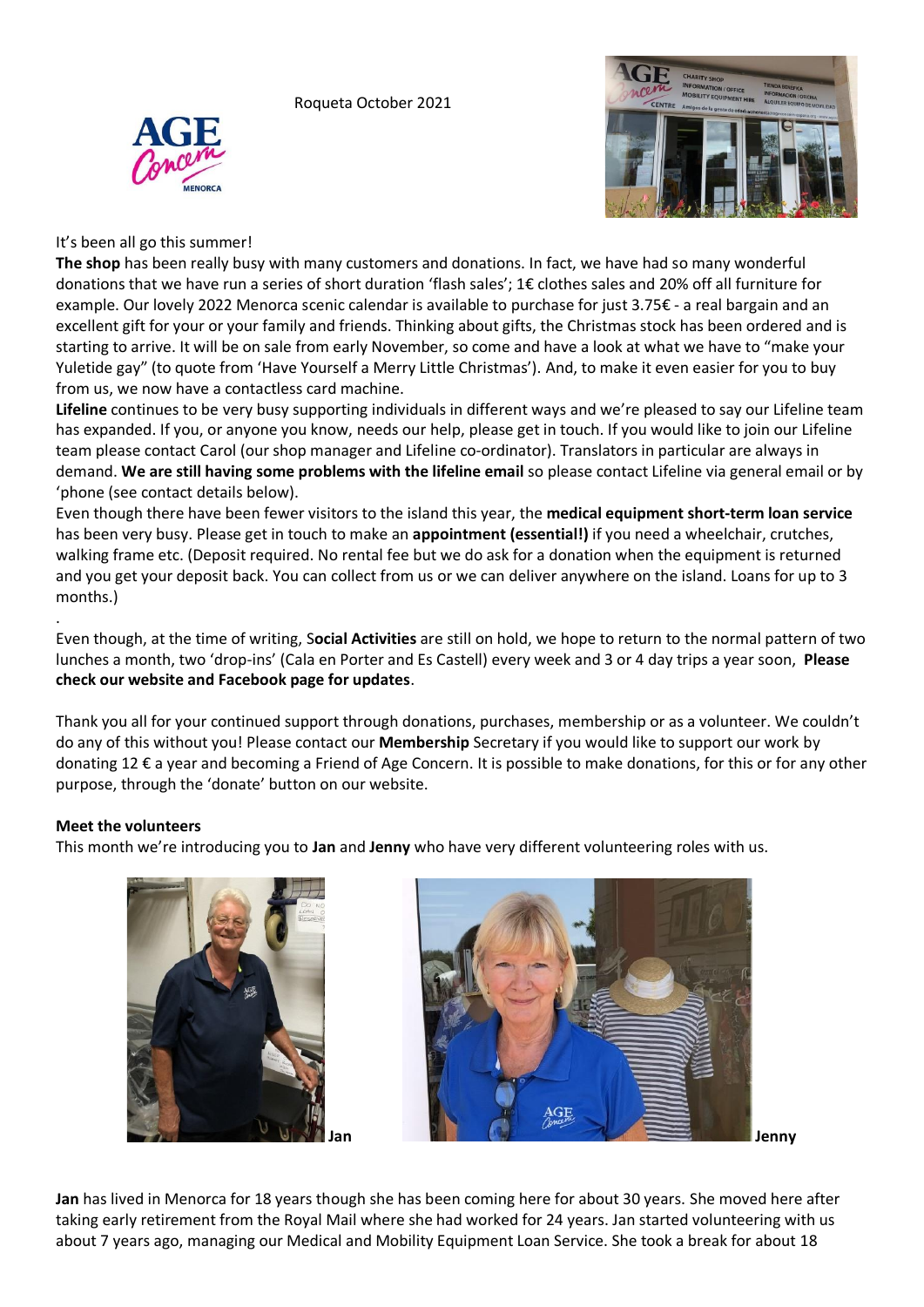Roqueta October 2021

It's been all go this summer!

**The shop** has been really busy with many customers and donations. In fact, we have had so many wonderful donations that we have run a series of short duration 'flash sales'; 1€ clothes sales and 20% off all furniture for example. Our lovely 2022 Menorca scenic calendar is available to purchase for just 3.75€ - a real bargain and an excellent gift for your or your family and friends. Thinking about gifts, the Christmas stock has been ordered and is starting to arrive. It will be on sale from early November, so come and have a look at what we have to "make your Yuletide gay" (to quote from 'Have Yourself a Merry Little Christmas'). And, to make it even easier for you to buy from us, we now have a contactless card machine.

**Lifeline** continues to be very busy supporting individuals in different ways and we're pleased to say our Lifeline team has expanded. If you, or anyone you know, needs our help, please get in touch. If you would like to join our Lifeline team please contact Carol (our shop manager and Lifeline co-ordinator). Translators in particular are always in demand. **We are still having some problems with the lifeline email** so please contact Lifeline via general email or by 'phone (see contact details below).

Even though there have been fewer visitors to the island this year, the **medical equipment short-term loan service** has been very busy. Please get in touch to make an **appointment (essential!)** if you need a wheelchair, crutches, walking frame etc. (Deposit required. No rental fee but we do ask for a donation when the equipment is returned and you get your deposit back. You can collect from us or we can deliver anywhere on the island. Loans for up to 3 months.)

.

Even though, at the time of writing, S**ocial Activities** are still on hold, we hope to return to the normal pattern of two lunches a month, two 'drop-ins' (Cala en Porter and Es Castell) every week and 3 or 4 day trips a year soon, **Please check our website and Facebook page for updates**.

Thank you all for your continued support through donations, purchases, membership or as a volunteer. We couldn't do any of this without you! Please contact our **Membership** Secretary if you would like to support our work by donating 12 € a year and becoming a Friend of Age Concern. It is possible to make donations, for this or for any other purpose, through the 'donate' button on our website.

**Meet the volunteers**

This month we're introducing you to **Jan** and **Jenny** who have very different volunteering roles with us.

**Jan**

**Jenny**

**Jan** has lived in Menorca for 18 years though she has been coming here for about 30 years. She moved here after taking early retirement from the Royal Mail where she had worked for 24 years. Jan started volunteering with us about 7 years ago, managing our Medical and Mobility Equipment Loan Service. She took a break for about 18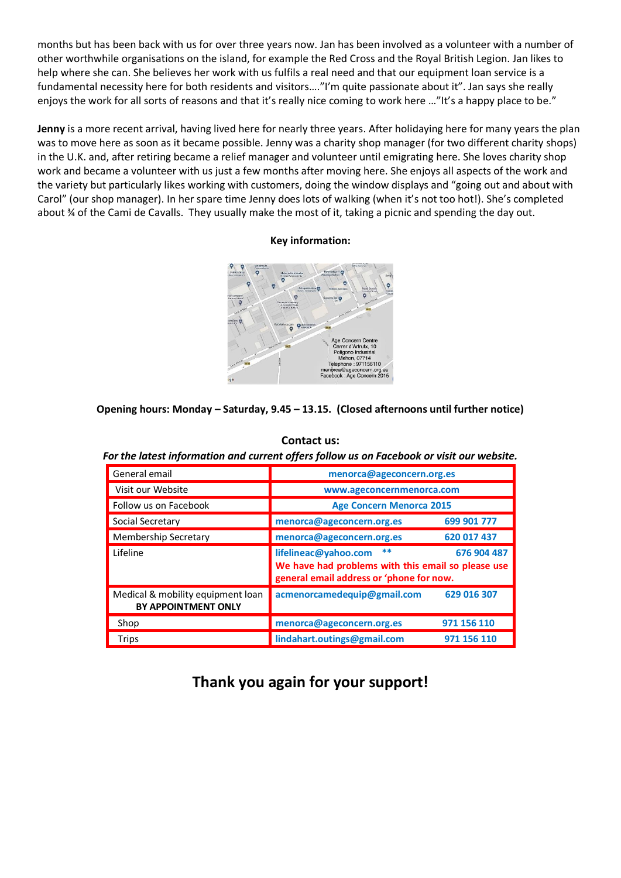months but has been back with us for over three years now. Jan has been involved as a volunteer with a number of other worthwhile organisations on the island, for example the Red Cross and the Royal British Legion. Jan likes to help where she can. She believes her work with us fulfils a real need and that our equipment loan service is a fundamental necessity here for both residents and visitors…."I'm quite passionate about it". Jan says she really enjoys the work for all sorts of reasons and that it's really nice coming to work here …"It's a happy place to be."

**Jenny** is a more recent arrival, having lived here for nearly three years. After holidaying here for many years the plan was to move here as soon as it became possible. Jenny was a charity shop manager (for two different charity shops) in the U.K. and, after retiring became a relief manager and volunteer until emigrating here. She loves charity shop work and became a volunteer with us just a few months after moving here. She enjoys all aspects of the work and the variety but particularly likes working with customers, doing the window displays and "going out and about with Carol" (our shop manager). In her spare time Jenny does lots of walking (when it's not too hot!). She's completed about ¾ of the Cami de Cavalls. They usually make the most of it, taking a picnic and spending the day out.

**Key information:**

Age Concern Centre
Carrer d'Artrutx, 10
Poligono Industrial
Mahon, 07714
Telephone : 971156110
menorca@ageconcern.org.es
Facebook : Age Concern 2015

**Opening hours: Monday – Saturday, 9.45 – 13.15. (Closed afternoons until further notice)**

**Contact us:**

***For the latest information and current offers follow us on Facebook or visit our website.***

| | |
|---|---|
| General email | **menorca@ageconcern.org.es** |
| Visit our Website | **www.ageconcernmenorca.com** |
| Follow us on Facebook | **Age Concern Menorca 2015** |
| Social Secretary | **menorca@ageconcern.org.es 699 901 777** |
| Membership Secretary | **menorca@ageconcern.org.es 620 017 437** |
| Lifeline | **lifelineac@yahoo.com ** 676 904 487** **We have had problems with this email so please use general email address or 'phone for now.** |
| Medical & mobility equipment loan **BY APPOINTMENT ONLY** | **acmenorcamedequip@gmail.com 629 016 307** |
| Shop | **menorca@ageconcern.org.es 971 156 110** |
| Trips | **lindahart.outings@gmail.com 971 156 110** |

## Thank you again for your support!